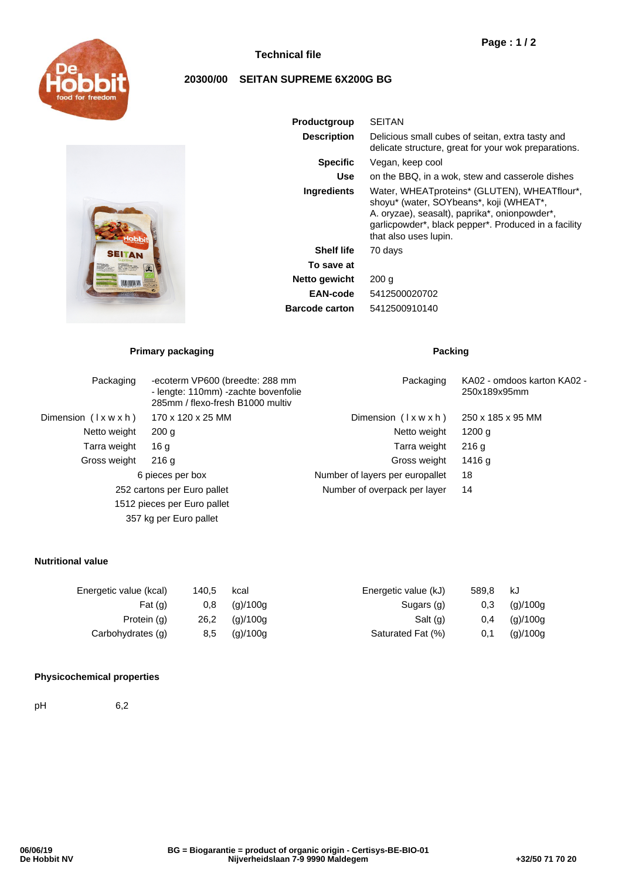## Technical file

### 20300/00 SEITAN SUPREME 6X200G BG

| | |
|---|---|
| **Productgroup** | SEITAN |
| **Description** | Delicious small cubes of seitan, extra tasty and delicate structure, great for your wok preparations. |
| **Specific** | Vegan, keep cool |
| **Use** | on the BBQ, in a wok, stew and casserole dishes |
| **Ingredients** | Water, WHEATproteins* (GLUTEN), WHEATflour*, shoyu* (water, SOYbeans*, koji (WHEAT*, A. oryzae), seasalt), paprika*, onionpowder*, garlicpowder*, black pepper*. Produced in a facility that also uses lupin. |
| **Shelf life** | 70 days |
| **To save at** | |
| **Netto gewicht** | 200 g |
| **EAN-code** | 5412500020702 |
| **Barcode carton** | 5412500910140 |

### Primary packaging

| | |
|---|---|
| Packaging | -ecoterm VP600 (breedte: 288 mm - lengte: 110mm) -zachte bovenfolie 285mm / flexo-fresh B1000 multiv |
| Dimension ( l x w x h ) | 170 x 120 x 25 MM |
| Netto weight | 200 g |
| Tarra weight | 16 g |
| Gross weight | 216 g |

6 pieces per box

252 cartons per Euro pallet

1512 pieces per Euro pallet

357 kg per Euro pallet

### Packing

| | |
|---|---|
| Packaging | KA02 - omdoos karton KA02 - 250x189x95mm |
| Dimension ( l x w x h ) | 250 x 185 x 95 MM |
| Netto weight | 1200 g |
| Tarra weight | 216 g |
| Gross weight | 1416 g |
| Number of layers per europallet | 18 |
| Number of overpack per layer | 14 |

### Nutritional value

| | | | | | |
|---|---|---|---|---|---|
| Energetic value (kcal) | 140,5 | kcal | Energetic value (kJ) | 589,8 | kJ |
| Fat (g) | 0,8 | (g)/100g | Sugars (g) | 0,3 | (g)/100g |
| Protein (g) | 26,2 | (g)/100g | Salt (g) | 0,4 | (g)/100g |
| Carbohydrates (g) | 8,5 | (g)/100g | Saturated Fat (%) | 0,1 | (g)/100g |

### Physicochemical properties

| | |
|---|---|
| pH | 6,2 |

06/06/19
De Hobbit NV

BG = Biogarantie = product of organic origin - Certisys-BE-BIO-01
Nijverheidslaan 7-9 9990 Maldegem

+32/50 71 70 20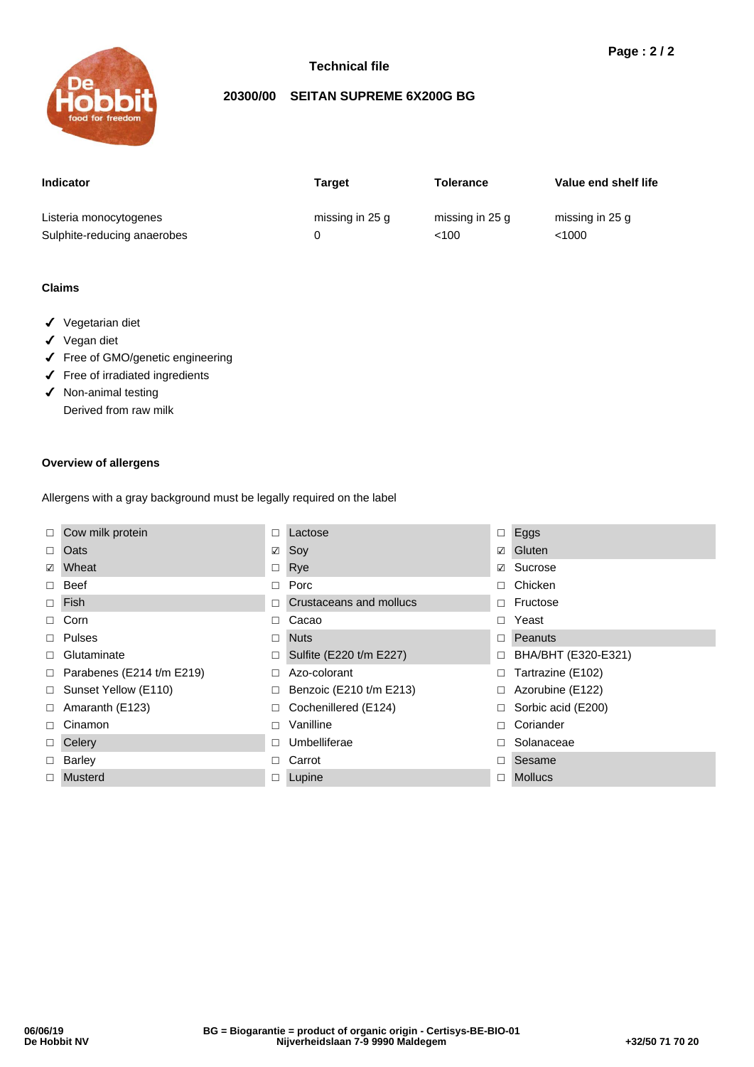**Technical file**

**20300/00 SEITAN SUPREME 6X200G BG**

| Indicator | Target | Tolerance | Value end shelf life |
|---|---|---|---|
| Listeria monocytogenes | missing in 25 g | missing in 25 g | missing in 25 g |
| Sulphite-reducing anaerobes | 0 | <100 | <1000 |

**Claims**

- ✓ Vegetarian diet
- ✓ Vegan diet
- ✓ Free of GMO/genetic engineering
- ✓ Free of irradiated ingredients
- ✓ Non-animal testing
- Derived from raw milk

**Overview of allergens**

Allergens with a gray background must be legally required on the label

| | | |
|---|---|---|
| ☐ Cow milk protein | ☐ Lactose | ☐ Eggs |
| ☐ Oats | ☑ Soy | ☑ Gluten |
| ☑ Wheat | ☐ Rye | ☑ Sucrose |
| ☐ Beef | ☐ Porc | ☐ Chicken |
| ☐ Fish | ☐ Crustaceans and mollucs | ☐ Fructose |
| ☐ Corn | ☐ Cacao | ☐ Yeast |
| ☐ Pulses | ☐ Nuts | ☐ Peanuts |
| ☐ Glutaminate | ☐ Sulfite (E220 t/m E227) | ☐ BHA/BHT (E320-E321) |
| ☐ Parabenes (E214 t/m E219) | ☐ Azo-colorant | ☐ Tartrazine (E102) |
| ☐ Sunset Yellow (E110) | ☐ Benzoic (E210 t/m E213) | ☐ Azorubine (E122) |
| ☐ Amaranth (E123) | ☐ Cochenillered (E124) | ☐ Sorbic acid (E200) |
| ☐ Cinamon | ☐ Vanilline | ☐ Coriander |
| ☐ Celery | ☐ Umbelliferae | ☐ Solanaceae |
| ☐ Barley | ☐ Carrot | ☐ Sesame |
| ☐ Musterd | ☐ Lupine | ☐ Mollucs |

06/06/19
De Hobbit NV

BG = Biogarantie = product of organic origin - Certisys-BE-BIO-01
Nijverheidslaan 7-9 9990 Maldegem

+32/50 71 70 20